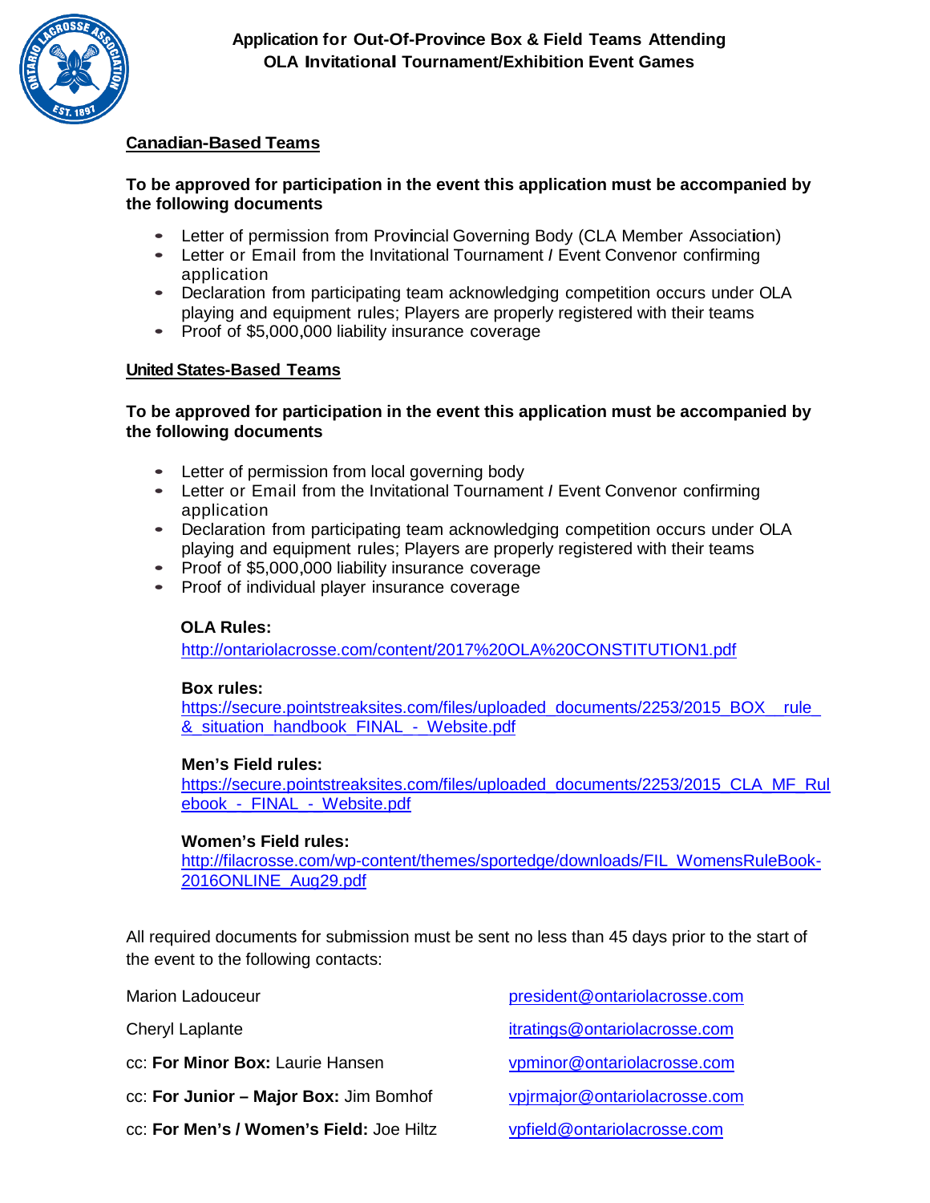# Application for Out-Of-Province Box & Field Teams Attending OLA Invitational Tournament/Exhibition Event Games

## Canadian-Based Teams

**To be approved for participation in the event this application must be accompanied by the following documents**

- Letter of permission from Provincial Governing Body (CLA Member Association)
- Letter or Email from the Invitational Tournament / Event Convenor confirming application
- Declaration from participating team acknowledging competition occurs under OLA playing and equipment rules; Players are properly registered with their teams
- Proof of $5,000,000 liability insurance coverage

## United States-Based Teams

**To be approved for participation in the event this application must be accompanied by the following documents**

- Letter of permission from local governing body
- Letter or Email from the Invitational Tournament / Event Convenor confirming application
- Declaration from participating team acknowledging competition occurs under OLA playing and equipment rules; Players are properly registered with their teams
- Proof of $5,000,000 liability insurance coverage
- Proof of individual player insurance coverage

**OLA Rules:**
http://ontariolacrosse.com/content/2017%20OLA%20CONSTITUTION1.pdf

**Box rules:**
https://secure.pointstreaksites.com/files/uploaded_documents/2253/2015_BOX__rule_&_situation_handbook_FINAL_-_Website.pdf

**Men's Field rules:**
https://secure.pointstreaksites.com/files/uploaded_documents/2253/2015_CLA_MF_Rulebook_-_FINAL_-_Website.pdf

**Women's Field rules:**
http://filacrosse.com/wp-content/themes/sportedge/downloads/FIL_WomensRuleBook-2016ONLINE_Aug29.pdf

All required documents for submission must be sent no less than 45 days prior to the start of the event to the following contacts:

| | |
|---|---|
| Marion Ladouceur | president@ontariolacrosse.com |
| Cheryl Laplante | itratings@ontariolacrosse.com |
| cc: **For Minor Box:** Laurie Hansen | vpminor@ontariolacrosse.com |
| cc: **For Junior – Major Box:** Jim Bomhof | vpjrmajor@ontariolacrosse.com |
| cc: **For Men's / Women's Field:** Joe Hiltz | vpfield@ontariolacrosse.com |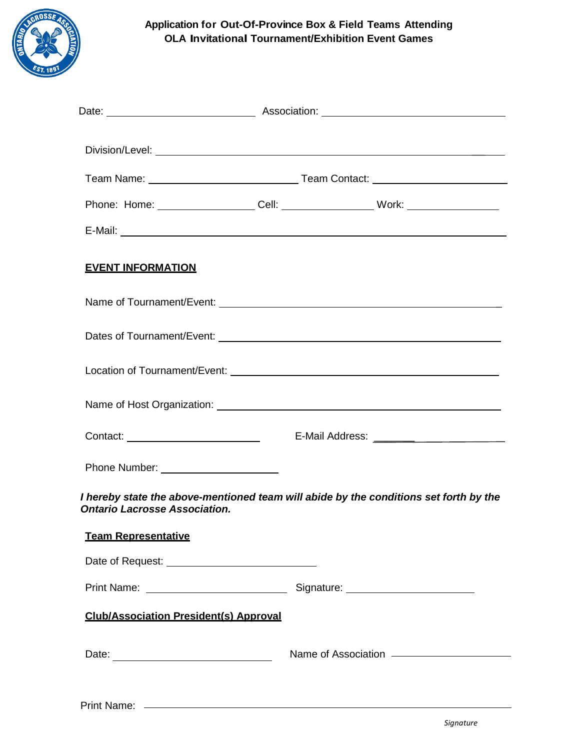# Application for Out-Of-Province Box & Field Teams Attending OLA Invitational Tournament/Exhibition Event Games

Date: ______________________ Association: ______________________

Division/Level: ______________________

Team Name: ______________________ Team Contact: ______________________

Phone: Home: ______________ Cell: ______________ Work: ______________

E-Mail: ______________________

**EVENT INFORMATION**

Name of Tournament/Event: ______________________

Dates of Tournament/Event: ______________________

Location of Tournament/Event: ______________________

Name of Host Organization: ______________________

Contact: ______________________ E-Mail Address: ______________________

Phone Number: ______________________

***I hereby state the above-mentioned team will abide by the conditions set forth by the Ontario Lacrosse Association.***

**Team Representative**

Date of Request: ______________________

Print Name: ______________________ Signature: ______________________

**Club/Association President(s) Approval**

Date: ______________________ Name of Association ______________________

Print Name: ______________________

*Signature*